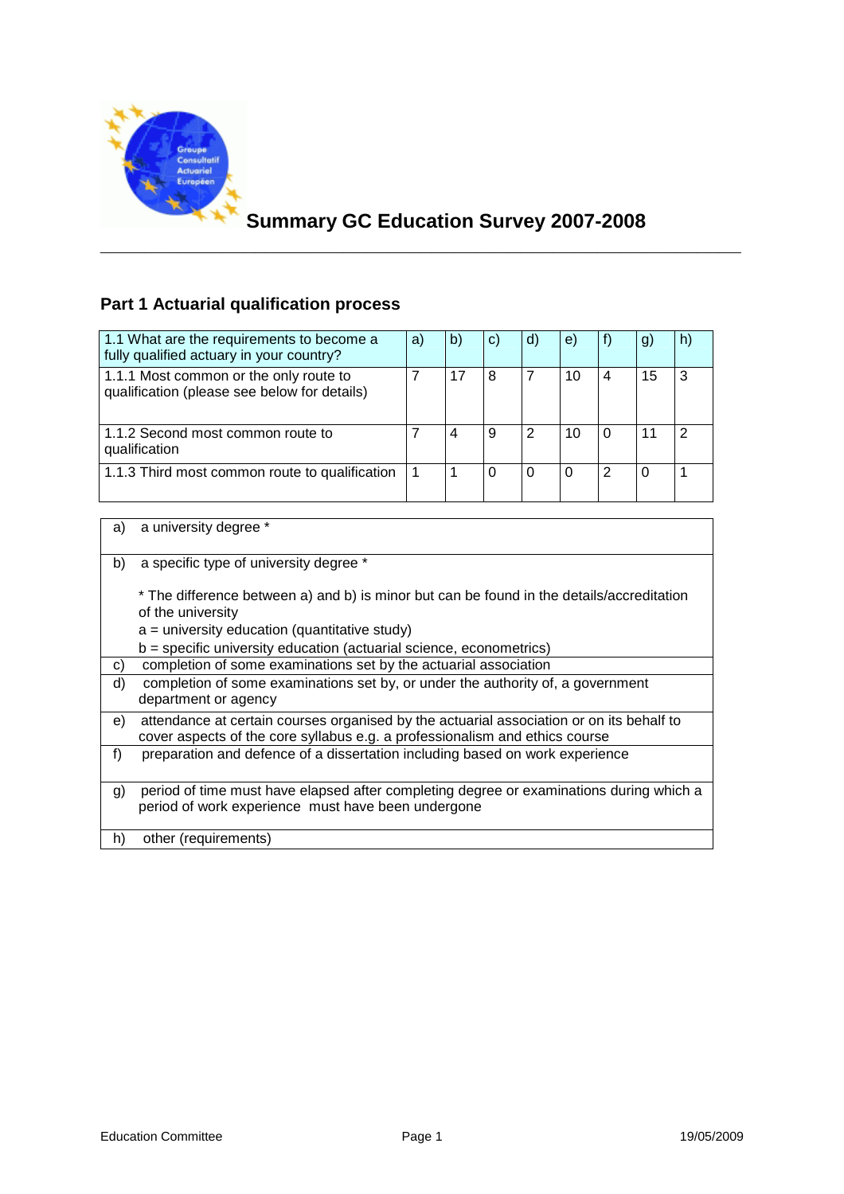# Summary GC Education Survey 2007-2008

## Part 1 Actuarial qualification process

| 1.1 What are the requirements to become a fully qualified actuary in your country? | a) | b) | c) | d) | e) | f) | g) | h) |
|---|---|---|---|---|---|---|---|---|
| 1.1.1 Most common or the only route to qualification (please see below for details) | 7 | 17 | 8 | 7 | 10 | 4 | 15 | 3 |
| 1.1.2 Second most common route to qualification | 7 | 4 | 9 | 2 | 10 | 0 | 11 | 2 |
| 1.1.3 Third most common route to qualification | 1 | 1 | 0 | 0 | 0 | 2 | 0 | 1 |

| | |
|---|---|
| a) | a university degree * |
| b) | a specific type of university degree * <br><br> * The difference between a) and b) is minor but can be found in the details/accreditation of the university <br> a = university education (quantitative study) <br> b = specific university education (actuarial science, econometrics) |
| c) | completion of some examinations set by the actuarial association |
| d) | completion of some examinations set by, or under the authority of, a government department or agency |
| e) | attendance at certain courses organised by the actuarial association or on its behalf to cover aspects of the core syllabus e.g. a professionalism and ethics course |
| f) | preparation and defence of a dissertation including based on work experience |
| g) | period of time must have elapsed after completing degree or examinations during which a period of work experience must have been undergone |
| h) | other (requirements) |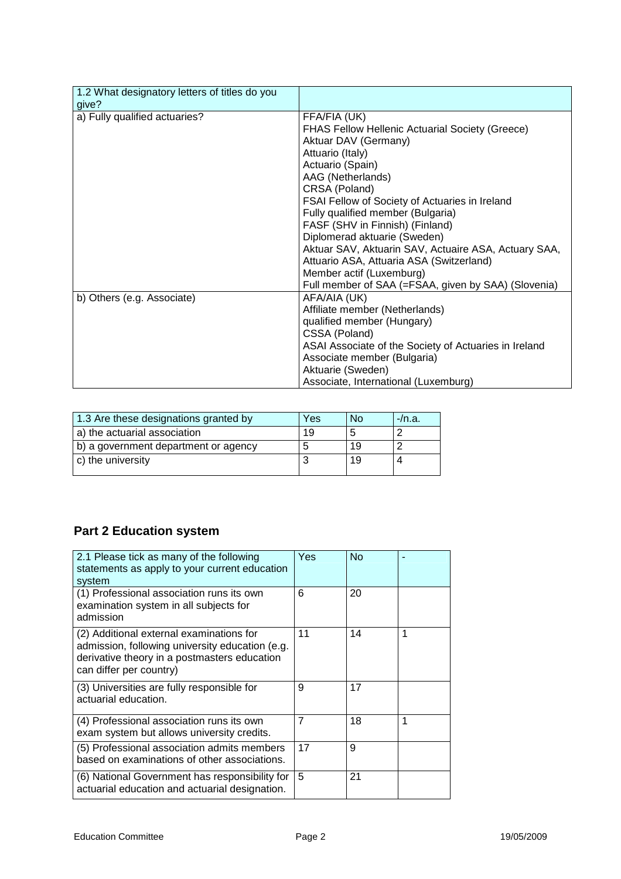| 1.2 What designatory letters of titles do you give? | |
|---|---|
| a) Fully qualified actuaries? | FFA/FIA (UK)<br>FHAS Fellow Hellenic Actuarial Society (Greece)<br>Aktuar DAV (Germany)<br>Attuario (Italy)<br>Actuario (Spain)<br>AAG (Netherlands)<br>CRSA (Poland)<br>FSAI Fellow of Society of Actuaries in Ireland<br>Fully qualified member (Bulgaria)<br>FASF (SHV in Finnish) (Finland)<br>Diplomerad aktuarie (Sweden)<br>Aktuar SAV, Aktuarin SAV, Actuaire ASA, Actuary SAA, Attuario ASA, Attuaria ASA (Switzerland)<br>Member actif (Luxemburg)<br>Full member of SAA (=FSAA, given by SAA) (Slovenia) |
| b) Others (e.g. Associate) | AFA/AIA (UK)<br>Affiliate member (Netherlands)<br>qualified member (Hungary)<br>CSSA (Poland)<br>ASAI Associate of the Society of Actuaries in Ireland<br>Associate member (Bulgaria)<br>Aktuarie (Sweden)<br>Associate, International (Luxemburg) |

| 1.3 Are these designations granted by | Yes | No | -/n.a. |
|---|---|---|---|
| a) the actuarial association | 19 | 5 | 2 |
| b) a government department or agency | 5 | 19 | 2 |
| c) the university | 3 | 19 | 4 |

## Part 2 Education system

| 2.1 Please tick as many of the following statements as apply to your current education system | Yes | No | - |
|---|---|---|---|
| (1) Professional association runs its own examination system in all subjects for admission | 6 | 20 | |
| (2) Additional external examinations for admission, following university education (e.g. derivative theory in a postmasters education can differ per country) | 11 | 14 | 1 |
| (3) Universities are fully responsible for actuarial education. | 9 | 17 | |
| (4) Professional association runs its own exam system but allows university credits. | 7 | 18 | 1 |
| (5) Professional association admits members based on examinations of other associations. | 17 | 9 | |
| (6) National Government has responsibility for actuarial education and actuarial designation. | 5 | 21 | |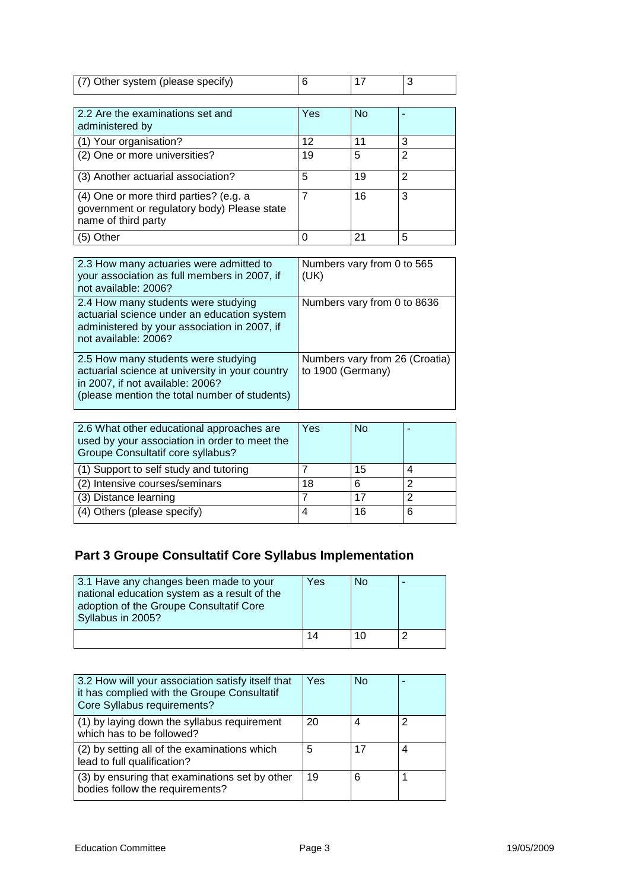| (7) Other system (please specify) | 6 | 17 | 3 |
|---|---|---|---|

| 2.2 Are the examinations set and administered by | Yes | No | - |
|---|---|---|---|
| (1) Your organisation? | 12 | 11 | 3 |
| (2) One or more universities? | 19 | 5 | 2 |
| (3) Another actuarial association? | 5 | 19 | 2 |
| (4) One or more third parties? (e.g. a government or regulatory body) Please state name of third party | 7 | 16 | 3 |
| (5) Other | 0 | 21 | 5 |

| 2.3 How many actuaries were admitted to your association as full members in 2007, if not available: 2006? | Numbers vary from 0 to 565 (UK) |
|---|---|
| 2.4 How many students were studying actuarial science under an education system administered by your association in 2007, if not available: 2006? | Numbers vary from 0 to 8636 |
| 2.5 How many students were studying actuarial science at university in your country in 2007, if not available: 2006? (please mention the total number of students) | Numbers vary from 26 (Croatia) to 1900 (Germany) |

| 2.6 What other educational approaches are used by your association in order to meet the Groupe Consultatif core syllabus? | Yes | No | - |
|---|---|---|---|
| (1) Support to self study and tutoring | 7 | 15 | 4 |
| (2) Intensive courses/seminars | 18 | 6 | 2 |
| (3) Distance learning | 7 | 17 | 2 |
| (4) Others (please specify) | 4 | 16 | 6 |

## Part 3 Groupe Consultatif Core Syllabus Implementation

| 3.1 Have any changes been made to your national education system as a result of the adoption of the Groupe Consultatif Core Syllabus in 2005? | Yes | No | - |
|---|---|---|---|
| | 14 | 10 | 2 |

| 3.2 How will your association satisfy itself that it has complied with the Groupe Consultatif Core Syllabus requirements? | Yes | No | - |
|---|---|---|---|
| (1) by laying down the syllabus requirement which has to be followed? | 20 | 4 | 2 |
| (2) by setting all of the examinations which lead to full qualification? | 5 | 17 | 4 |
| (3) by ensuring that examinations set by other bodies follow the requirements? | 19 | 6 | 1 |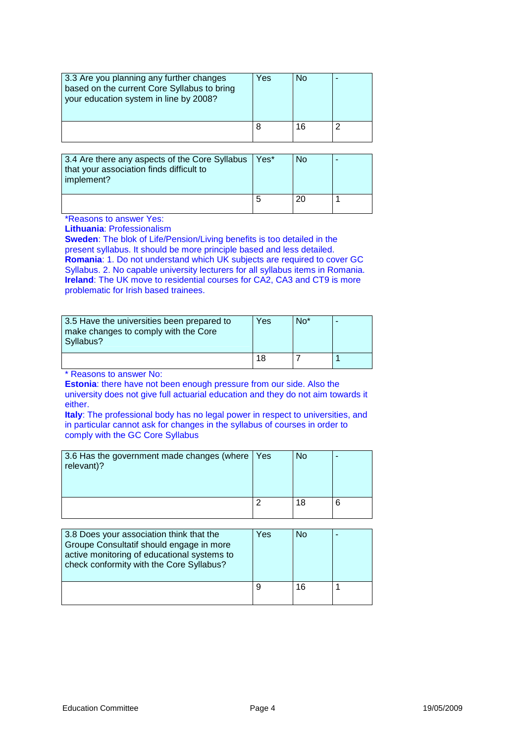| 3.3 Are you planning any further changes based on the current Core Syllabus to bring your education system in line by 2008? | Yes | No | - |
| --- | --- | --- | --- |
| | 8 | 16 | 2 |

| 3.4 Are there any aspects of the Core Syllabus that your association finds difficult to implement? | Yes* | No | - |
| --- | --- | --- | --- |
| | 5 | 20 | 1 |

*Reasons to answer Yes:
**Lithuania**: Professionalism
**Sweden**: The blok of Life/Pension/Living benefits is too detailed in the present syllabus. It should be more principle based and less detailed.
**Romania**: 1. Do not understand which UK subjects are required to cover GC Syllabus. 2. No capable university lecturers for all syllabus items in Romania.
**Ireland**: The UK move to residential courses for CA2, CA3 and CT9 is more problematic for Irish based trainees.

| 3.5 Have the universities been prepared to make changes to comply with the Core Syllabus? | Yes | No* | - |
| --- | --- | --- | --- |
| | 18 | 7 | 1 |

* Reasons to answer No:
**Estonia**: there have not been enough pressure from our side. Also the university does not give full actuarial education and they do not aim towards it either.
**Italy**: The professional body has no legal power in respect to universities, and in particular cannot ask for changes in the syllabus of courses in order to comply with the GC Core Syllabus

| 3.6 Has the government made changes (where relevant)? | Yes | No | - |
| --- | --- | --- | --- |
| | 2 | 18 | 6 |

| 3.8 Does your association think that the Groupe Consultatif should engage in more active monitoring of educational systems to check conformity with the Core Syllabus? | Yes | No | - |
| --- | --- | --- | --- |
| | 9 | 16 | 1 |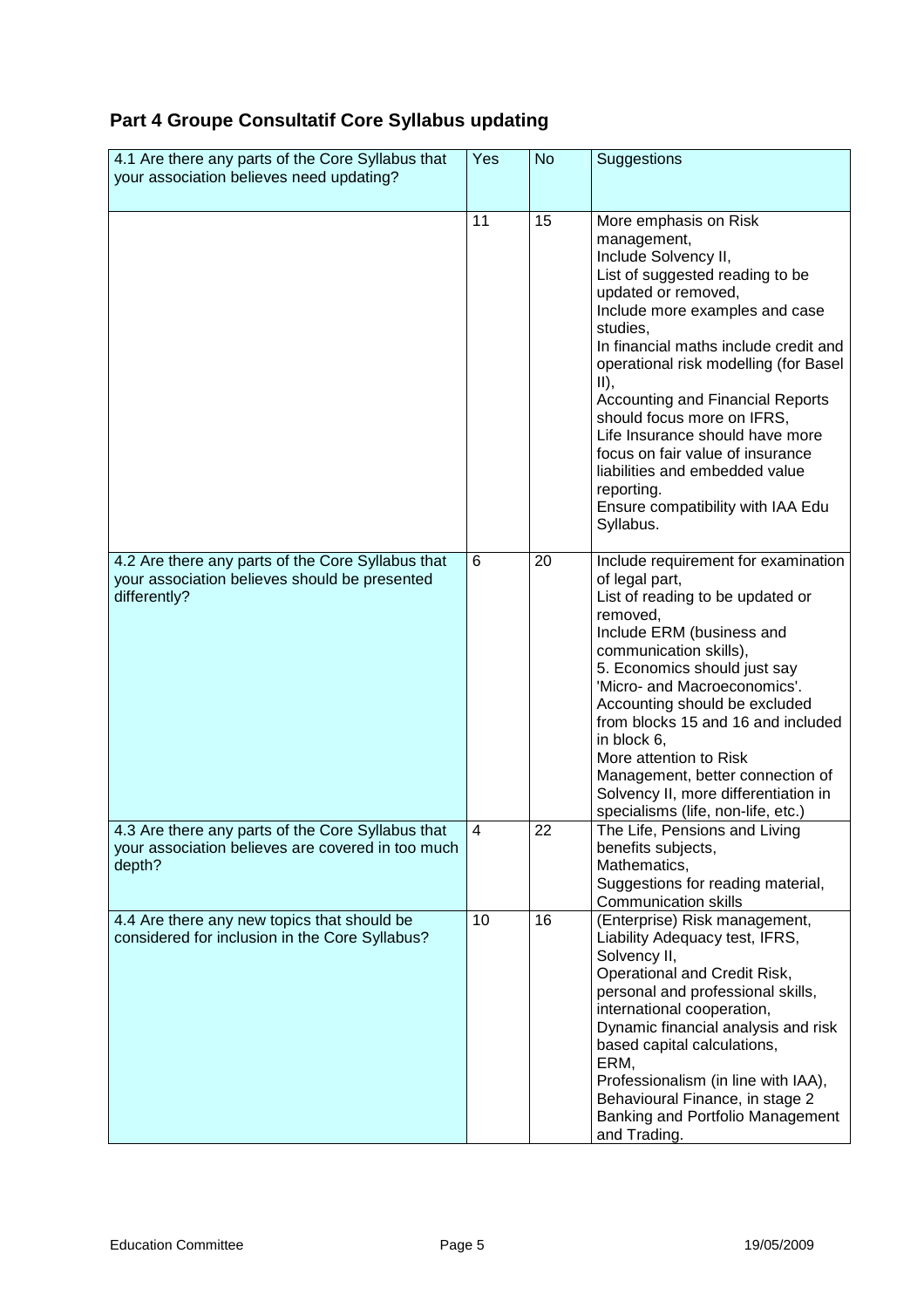## Part 4 Groupe Consultatif Core Syllabus updating

| 4.1 Are there any parts of the Core Syllabus that your association believes need updating? | Yes | No | Suggestions |
|---|---|---|---|
| | 11 | 15 | More emphasis on Risk management,<br>Include Solvency II,<br>List of suggested reading to be updated or removed,<br>Include more examples and case studies,<br>In financial maths include credit and operational risk modelling (for Basel II),<br>Accounting and Financial Reports should focus more on IFRS,<br>Life Insurance should have more focus on fair value of insurance liabilities and embedded value reporting.<br>Ensure compatibility with IAA Edu Syllabus. |
| 4.2 Are there any parts of the Core Syllabus that your association believes should be presented differently? | 6 | 20 | Include requirement for examination of legal part,<br>List of reading to be updated or removed,<br>Include ERM (business and communication skills),<br>5. Economics should just say 'Micro- and Macroeconomics'.<br>Accounting should be excluded from blocks 15 and 16 and included in block 6,<br>More attention to Risk Management, better connection of Solvency II, more differentiation in specialisms (life, non-life, etc.) |
| 4.3 Are there any parts of the Core Syllabus that your association believes are covered in too much depth? | 4 | 22 | The Life, Pensions and Living benefits subjects,<br>Mathematics,<br>Suggestions for reading material,<br>Communication skills |
| 4.4 Are there any new topics that should be considered for inclusion in the Core Syllabus? | 10 | 16 | (Enterprise) Risk management, Liability Adequacy test, IFRS, Solvency II,<br>Operational and Credit Risk, personal and professional skills, international cooperation,<br>Dynamic financial analysis and risk based capital calculations,<br>ERM,<br>Professionalism (in line with IAA), Behavioural Finance, in stage 2 Banking and Portfolio Management and Trading. |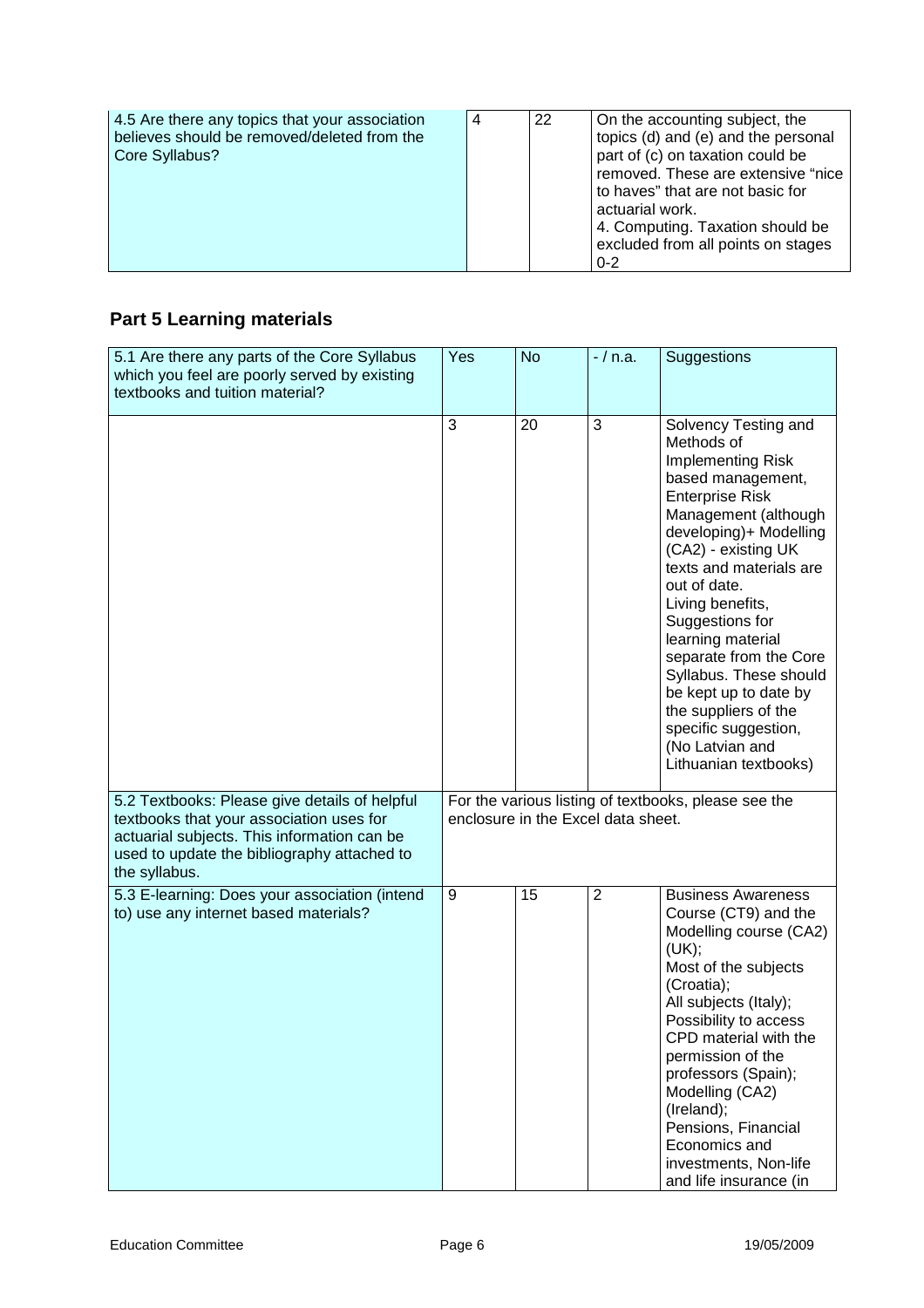| 4.5 Are there any topics that your association believes should be removed/deleted from the Core Syllabus? | 4 | 22 | On the accounting subject, the topics (d) and (e) and the personal part of (c) on taxation could be removed. These are extensive "nice to haves" that are not basic for actuarial work.<br>4. Computing. Taxation should be excluded from all points on stages 0-2 |
|---|---|---|---|

## Part 5 Learning materials

| 5.1 Are there any parts of the Core Syllabus which you feel are poorly served by existing textbooks and tuition material? | Yes | No | - / n.a. | Suggestions |
|---|---|---|---|---|
| | 3 | 20 | 3 | Solvency Testing and Methods of Implementing Risk based management, Enterprise Risk Management (although developing)+ Modelling (CA2) - existing UK texts and materials are out of date.<br>Living benefits,<br>Suggestions for learning material separate from the Core Syllabus. These should be kept up to date by the suppliers of the specific suggestion,<br>(No Latvian and Lithuanian textbooks) |
| 5.2 Textbooks: Please give details of helpful textbooks that your association uses for actuarial subjects. This information can be used to update the bibliography attached to the syllabus. | For the various listing of textbooks, please see the enclosure in the Excel data sheet. | | | |
| 5.3 E-learning: Does your association (intend to) use any internet based materials? | 9 | 15 | 2 | Business Awareness Course (CT9) and the Modelling course (CA2) (UK);<br>Most of the subjects (Croatia);<br>All subjects (Italy);<br>Possibility to access CPD material with the permission of the professors (Spain);<br>Modelling (CA2) (Ireland);<br>Pensions, Financial Economics and investments, Non-life and life insurance (in |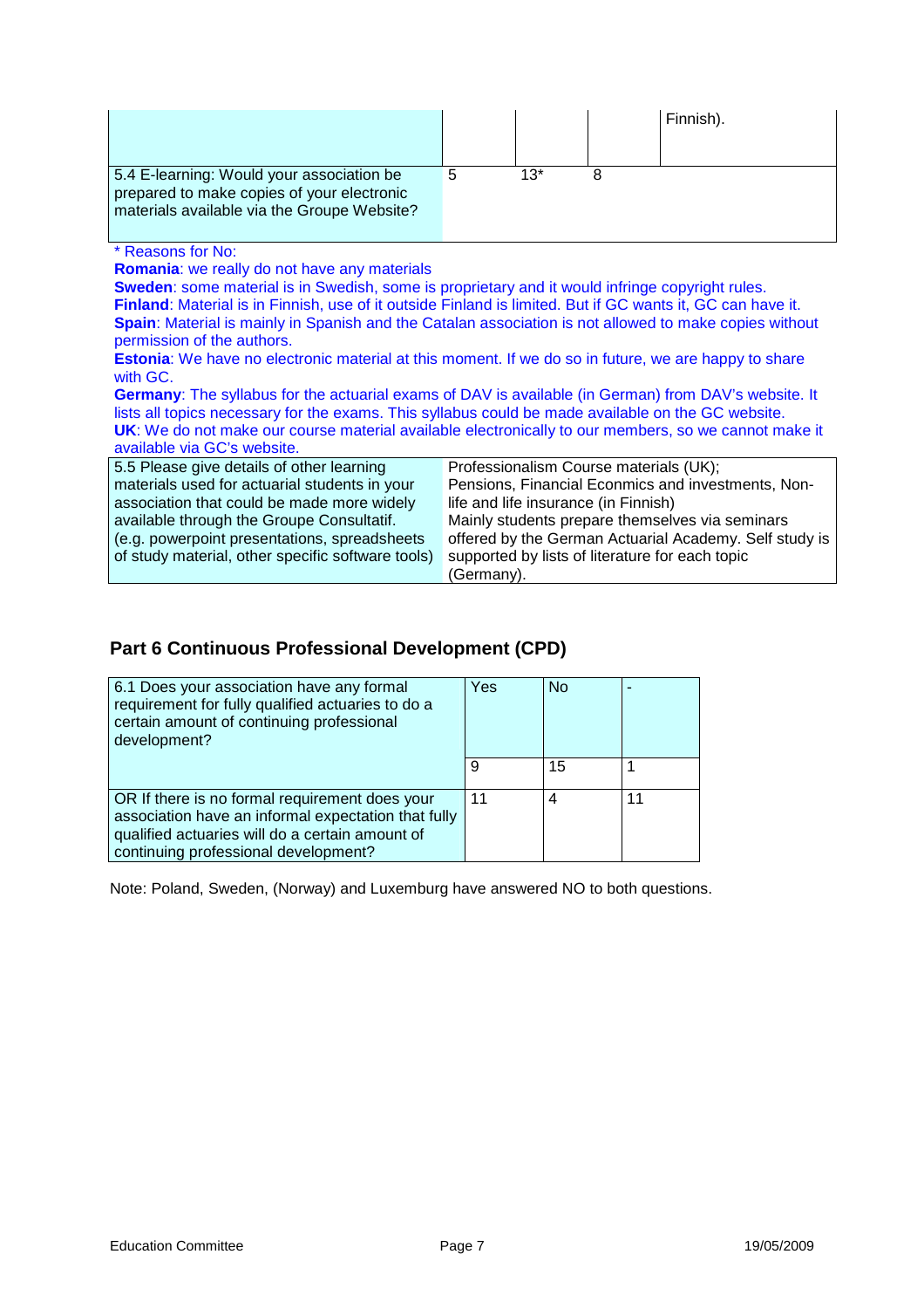| | | | | Finnish). |
|---|---|---|---|---|
| 5.4 E-learning: Would your association be prepared to make copies of your electronic materials available via the Groupe Website? | 5 | 13* | 8 | |

\* Reasons for No:

**Romania**: we really do not have any materials

**Sweden**: some material is in Swedish, some is proprietary and it would infringe copyright rules.

**Finland**: Material is in Finnish, use of it outside Finland is limited. But if GC wants it, GC can have it.

**Spain**: Material is mainly in Spanish and the Catalan association is not allowed to make copies without permission of the authors.

**Estonia**: We have no electronic material at this moment. If we do so in future, we are happy to share with GC.

**Germany**: The syllabus for the actuarial exams of DAV is available (in German) from DAV's website. It lists all topics necessary for the exams. This syllabus could be made available on the GC website.

**UK**: We do not make our course material available electronically to our members, so we cannot make it available via GC's website.

| | |
|---|---|
| 5.5 Please give details of other learning materials used for actuarial students in your association that could be made more widely available through the Groupe Consultatif. (e.g. powerpoint presentations, spreadsheets of study material, other specific software tools) | Professionalism Course materials (UK);<br>Pensions, Financial Econmics and investments, Non-life and life insurance (in Finnish)<br>Mainly students prepare themselves via seminars offered by the German Actuarial Academy. Self study is supported by lists of literature for each topic (Germany). |

## Part 6 Continuous Professional Development (CPD)

| | Yes | No | - |
|---|---|---|---|
| 6.1 Does your association have any formal requirement for fully qualified actuaries to do a certain amount of continuing professional development? | 9 | 15 | 1 |
| OR If there is no formal requirement does your association have an informal expectation that fully qualified actuaries will do a certain amount of continuing professional development? | 11 | 4 | 11 |

Note: Poland, Sweden, (Norway) and Luxemburg have answered NO to both questions.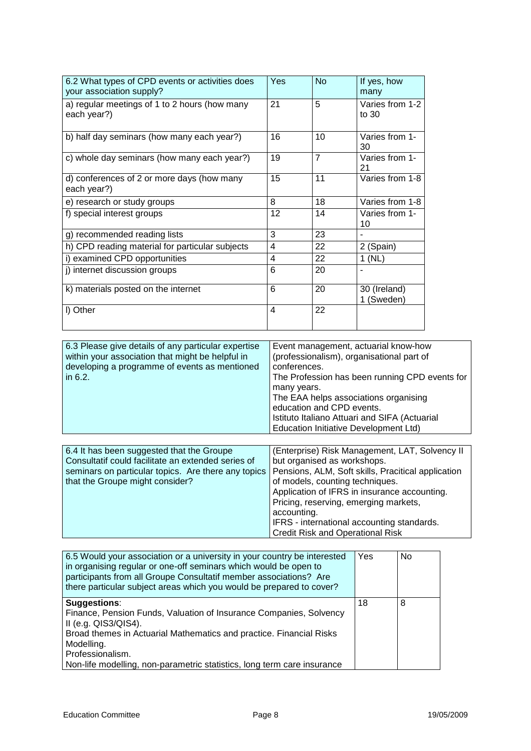| 6.2 What types of CPD events or activities does your association supply? | Yes | No | If yes, how many |
|---|---|---|---|
| a) regular meetings of 1 to 2 hours (how many each year?) | 21 | 5 | Varies from 1-2 to 30 |
| b) half day seminars (how many each year?) | 16 | 10 | Varies from 1-30 |
| c) whole day seminars (how many each year?) | 19 | 7 | Varies from 1-21 |
| d) conferences of 2 or more days (how many each year?) | 15 | 11 | Varies from 1-8 |
| e) research or study groups | 8 | 18 | Varies from 1-8 |
| f) special interest groups | 12 | 14 | Varies from 1-10 |
| g) recommended reading lists | 3 | 23 | - |
| h) CPD reading material for particular subjects | 4 | 22 | 2 (Spain) |
| i) examined CPD opportunities | 4 | 22 | 1 (NL) |
| j) internet discussion groups | 6 | 20 | - |
| k) materials posted on the internet | 6 | 20 | 30 (Ireland) 1 (Sweden) |
| l) Other | 4 | 22 | |

| 6.3 Please give details of any particular expertise within your association that might be helpful in developing a programme of events as mentioned in 6.2. | Event management, actuarial know-how (professionalism), organisational part of conferences. The Profession has been running CPD events for many years. The EAA helps associations organising education and CPD events. Istituto Italiano Attuari and SIFA (Actuarial Education Initiative Development Ltd) |
|---|---|

| 6.4 It has been suggested that the Groupe Consultatif could facilitate an extended series of seminars on particular topics. Are there any topics that the Groupe might consider? | (Enterprise) Risk Management, LAT, Solvency II but organised as workshops. Pensions, ALM, Soft skills, Pracitical application of models, counting techniques. Application of IFRS in insurance accounting. Pricing, reserving, emerging markets, accounting. IFRS - international accounting standards. Credit Risk and Operational Risk |
|---|---|

| 6.5 Would your association or a university in your country be interested in organising regular or one-off seminars which would be open to participants from all Groupe Consultatif member associations? Are there particular subject areas which you would be prepared to cover? | Yes | No |
|---|---|---|
| **Suggestions**: Finance, Pension Funds, Valuation of Insurance Companies, Solvency II (e.g. QIS3/QIS4). Broad themes in Actuarial Mathematics and practice. Financial Risks Modelling. Professionalism. Non-life modelling, non-parametric statistics, long term care insurance | 18 | 8 |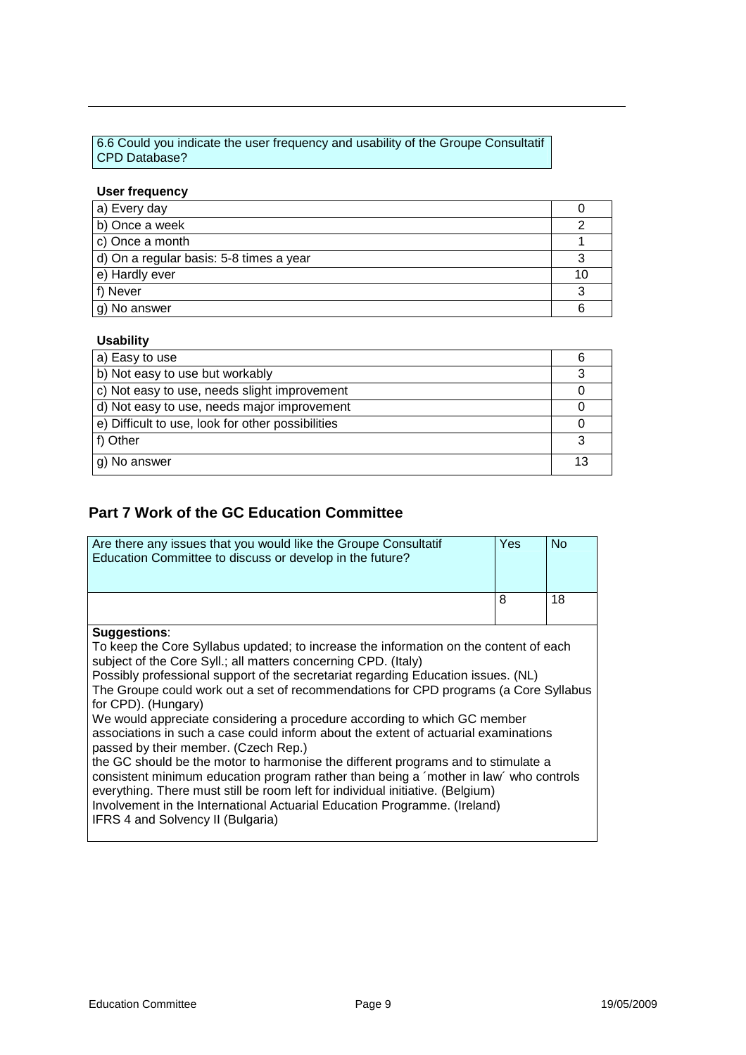6.6 Could you indicate the user frequency and usability of the Groupe Consultatif CPD Database?

**User frequency**

| | |
|---|---|
| a) Every day | 0 |
| b) Once a week | 2 |
| c) Once a month | 1 |
| d) On a regular basis: 5-8 times a year | 3 |
| e) Hardly ever | 10 |
| f) Never | 3 |
| g) No answer | 6 |

**Usability**

| | |
|---|---|
| a) Easy to use | 6 |
| b) Not easy to use but workably | 3 |
| c) Not easy to use, needs slight improvement | 0 |
| d) Not easy to use, needs major improvement | 0 |
| e) Difficult to use, look for other possibilities | 0 |
| f) Other | 3 |
| g) No answer | 13 |

## Part 7 Work of the GC Education Committee

| Are there any issues that you would like the Groupe Consultatif Education Committee to discuss or develop in the future? | Yes | No |
|---|---|---|
| | 8 | 18 |

**Suggestions**:
To keep the Core Syllabus updated; to increase the information on the content of each subject of the Core Syll.; all matters concerning CPD. (Italy)
Possibly professional support of the secretariat regarding Education issues. (NL)
The Groupe could work out a set of recommendations for CPD programs (a Core Syllabus for CPD). (Hungary)
We would appreciate considering a procedure according to which GC member associations in such a case could inform about the extent of actuarial examinations passed by their member. (Czech Rep.)
the GC should be the motor to harmonise the different programs and to stimulate a consistent minimum education program rather than being a ´mother in law´ who controls everything. There must still be room left for individual initiative. (Belgium)
Involvement in the International Actuarial Education Programme. (Ireland)
IFRS 4 and Solvency II (Bulgaria)